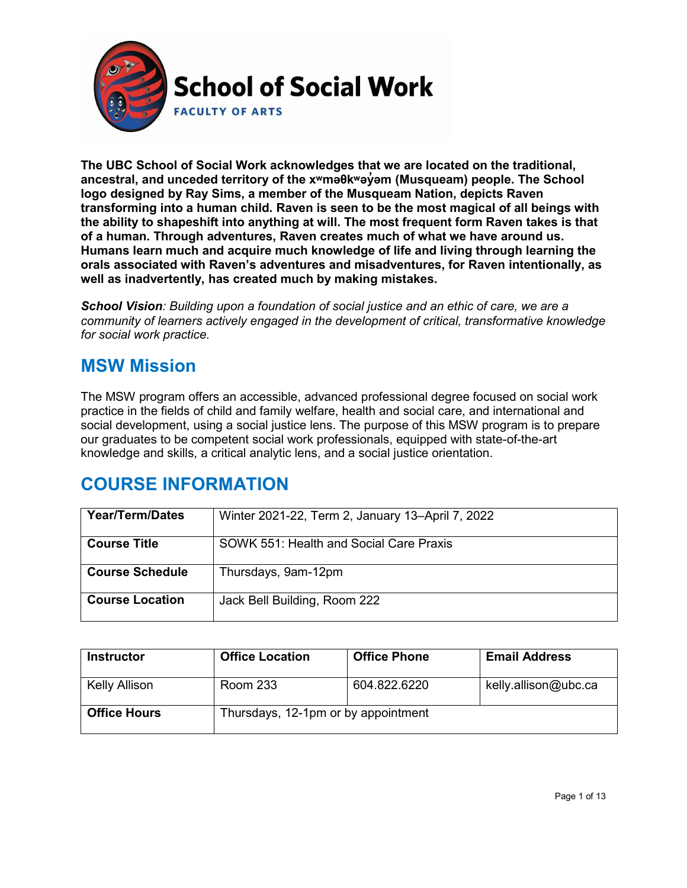# School of Social Work

FACULTY OF ARTS

**The UBC School of Social Work acknowledges that we are located on the traditional, ancestral, and unceded territory of the xʷməθkʷəy̓əm (Musqueam) people. The School logo designed by Ray Sims, a member of the Musqueam Nation, depicts Raven transforming into a human child. Raven is seen to be the most magical of all beings with the ability to shapeshift into anything at will. The most frequent form Raven takes is that of a human. Through adventures, Raven creates much of what we have around us. Humans learn much and acquire much knowledge of life and living through learning the orals associated with Raven's adventures and misadventures, for Raven intentionally, as well as inadvertently, has created much by making mistakes.**

***School Vision****: Building upon a foundation of social justice and an ethic of care, we are a community of learners actively engaged in the development of critical, transformative knowledge for social work practice.*

## MSW Mission

The MSW program offers an accessible, advanced professional degree focused on social work practice in the fields of child and family welfare, health and social care, and international and social development, using a social justice lens. The purpose of this MSW program is to prepare our graduates to be competent social work professionals, equipped with state-of-the-art knowledge and skills, a critical analytic lens, and a social justice orientation.

## COURSE INFORMATION

| **Year/Term/Dates** | Winter 2021-22, Term 2, January 13–April 7, 2022 |
|---|---|
| **Course Title** | SOWK 551: Health and Social Care Praxis |
| **Course Schedule** | Thursdays, 9am-12pm |
| **Course Location** | Jack Bell Building, Room 222 |

| **Instructor** | **Office Location** | **Office Phone** | **Email Address** |
|---|---|---|---|
| Kelly Allison | Room 233 | 604.822.6220 | kelly.allison@ubc.ca |
| **Office Hours** | Thursdays, 12-1pm or by appointment | | |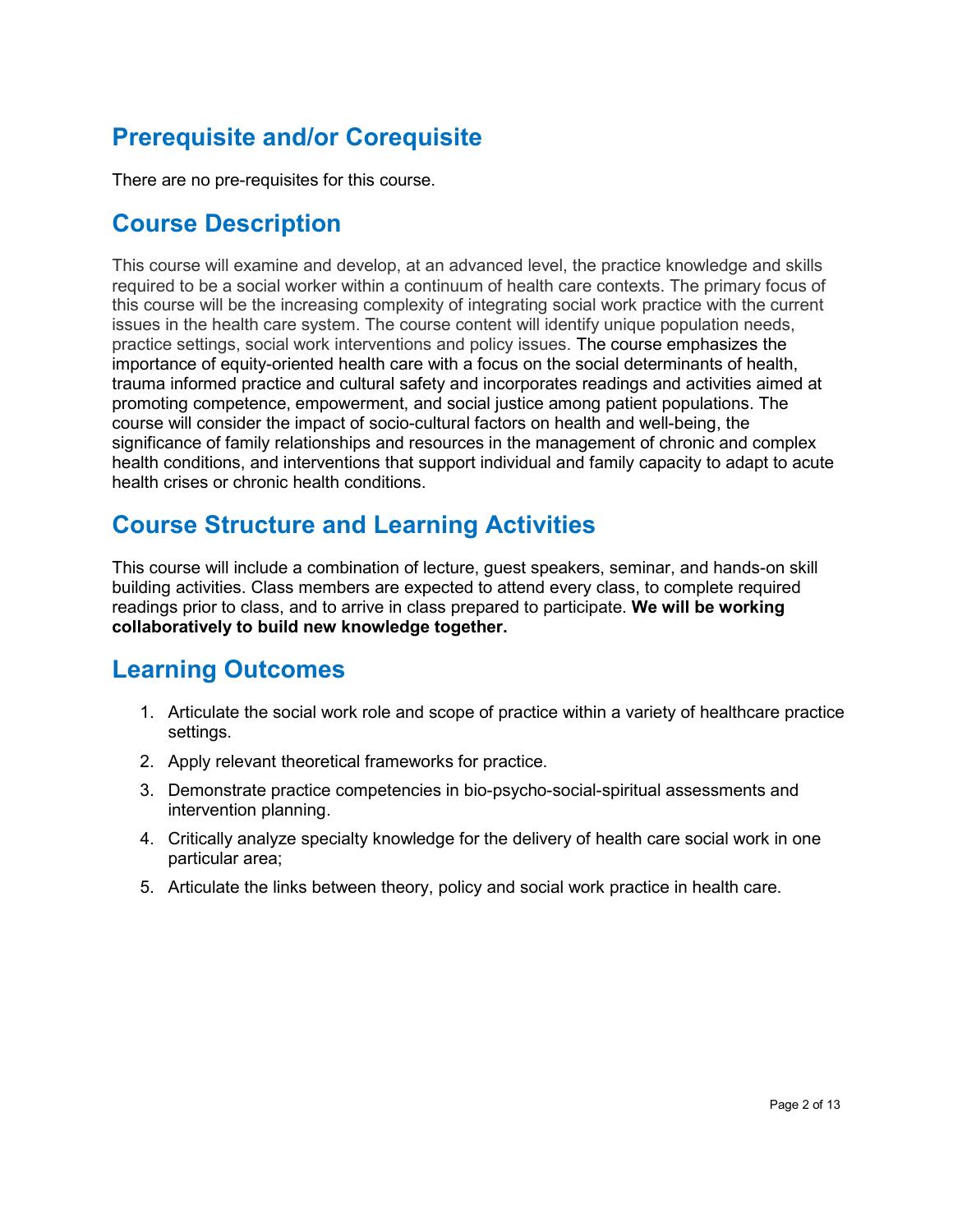## Prerequisite and/or Corequisite

There are no pre-requisites for this course.

## Course Description

This course will examine and develop, at an advanced level, the practice knowledge and skills required to be a social worker within a continuum of health care contexts. The primary focus of this course will be the increasing complexity of integrating social work practice with the current issues in the health care system. The course content will identify unique population needs, practice settings, social work interventions and policy issues. The course emphasizes the importance of equity-oriented health care with a focus on the social determinants of health, trauma informed practice and cultural safety and incorporates readings and activities aimed at promoting competence, empowerment, and social justice among patient populations. The course will consider the impact of socio-cultural factors on health and well-being, the significance of family relationships and resources in the management of chronic and complex health conditions, and interventions that support individual and family capacity to adapt to acute health crises or chronic health conditions.

## Course Structure and Learning Activities

This course will include a combination of lecture, guest speakers, seminar, and hands-on skill building activities. Class members are expected to attend every class, to complete required readings prior to class, and to arrive in class prepared to participate. **We will be working collaboratively to build new knowledge together.**

## Learning Outcomes

1. Articulate the social work role and scope of practice within a variety of healthcare practice settings.
2. Apply relevant theoretical frameworks for practice.
3. Demonstrate practice competencies in bio-psycho-social-spiritual assessments and intervention planning.
4. Critically analyze specialty knowledge for the delivery of health care social work in one particular area;
5. Articulate the links between theory, policy and social work practice in health care.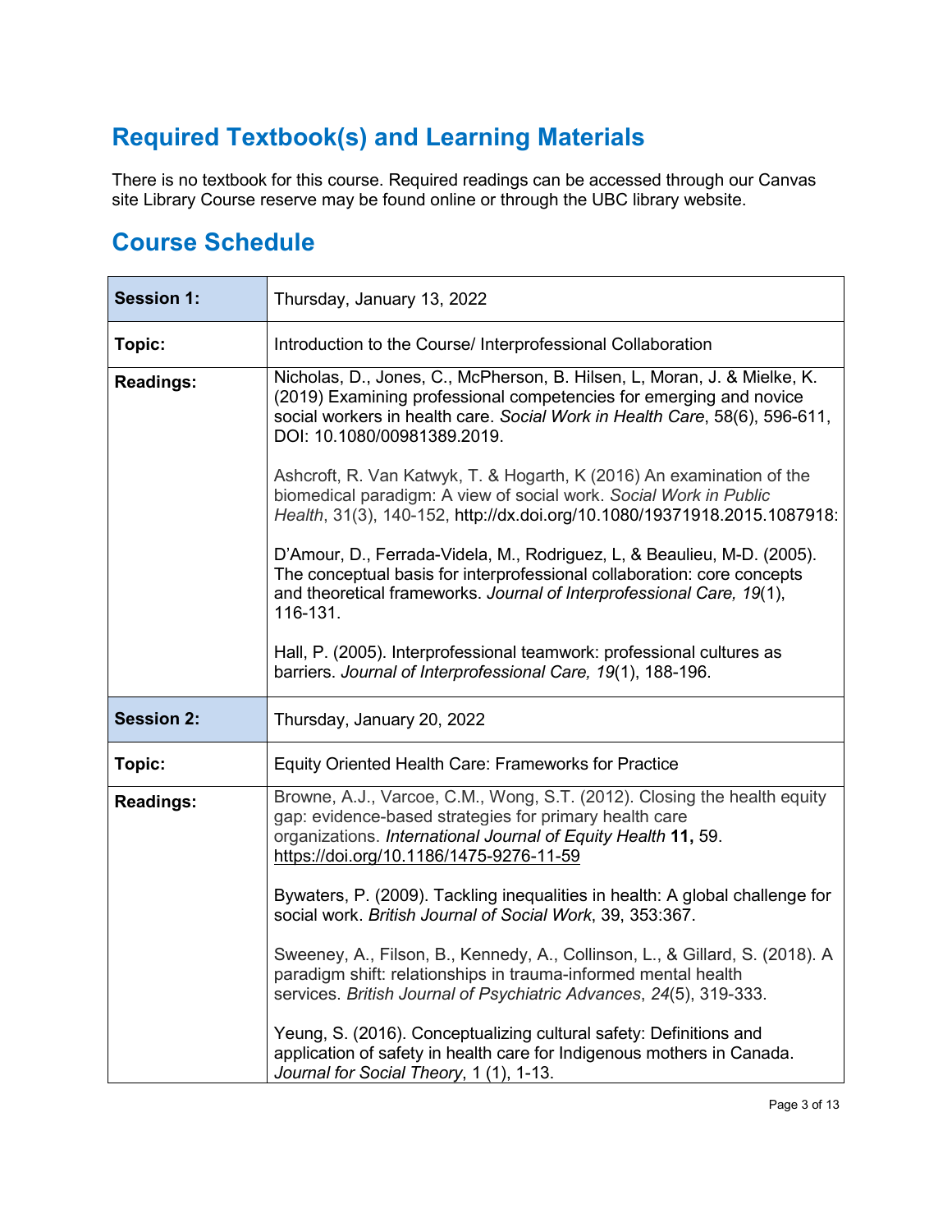## Required Textbook(s) and Learning Materials

There is no textbook for this course. Required readings can be accessed through our Canvas site Library Course reserve may be found online or through the UBC library website.

## Course Schedule

| **Session 1:** | Thursday, January 13, 2022 |
|---|---|
| **Topic:** | Introduction to the Course/ Interprofessional Collaboration |
| **Readings:** | Nicholas, D., Jones, C., McPherson, B. Hilsen, L, Moran, J. & Mielke, K. (2019) Examining professional competencies for emerging and novice social workers in health care. *Social Work in Health Care*, 58(6), 596-611, DOI: 10.1080/00981389.2019.<br><br>Ashcroft, R. Van Katwyk, T. & Hogarth, K (2016) An examination of the biomedical paradigm: A view of social work. *Social Work in Public Health*, 31(3), 140-152, http://dx.doi.org/10.1080/19371918.2015.1087918:<br><br>D'Amour, D., Ferrada-Videla, M., Rodriguez, L, & Beaulieu, M-D. (2005). The conceptual basis for interprofessional collaboration: core concepts and theoretical frameworks. *Journal of Interprofessional Care, 19*(1), 116-131.<br><br>Hall, P. (2005). Interprofessional teamwork: professional cultures as barriers. *Journal of Interprofessional Care, 19*(1), 188-196. |
| **Session 2:** | Thursday, January 20, 2022 |
| **Topic:** | Equity Oriented Health Care: Frameworks for Practice |
| **Readings:** | Browne, A.J., Varcoe, C.M., Wong, S.T. (2012). Closing the health equity gap: evidence-based strategies for primary health care organizations. *International Journal of Equity Health* **11,** 59. https://doi.org/10.1186/1475-9276-11-59<br><br>Bywaters, P. (2009). Tackling inequalities in health: A global challenge for social work. *British Journal of Social Work*, 39, 353:367.<br><br>Sweeney, A., Filson, B., Kennedy, A., Collinson, L., & Gillard, S. (2018). A paradigm shift: relationships in trauma-informed mental health services. *British Journal of Psychiatric Advances*, *24*(5), 319-333.<br><br>Yeung, S. (2016). Conceptualizing cultural safety: Definitions and application of safety in health care for Indigenous mothers in Canada. *Journal for Social Theory*, 1 (1), 1-13. |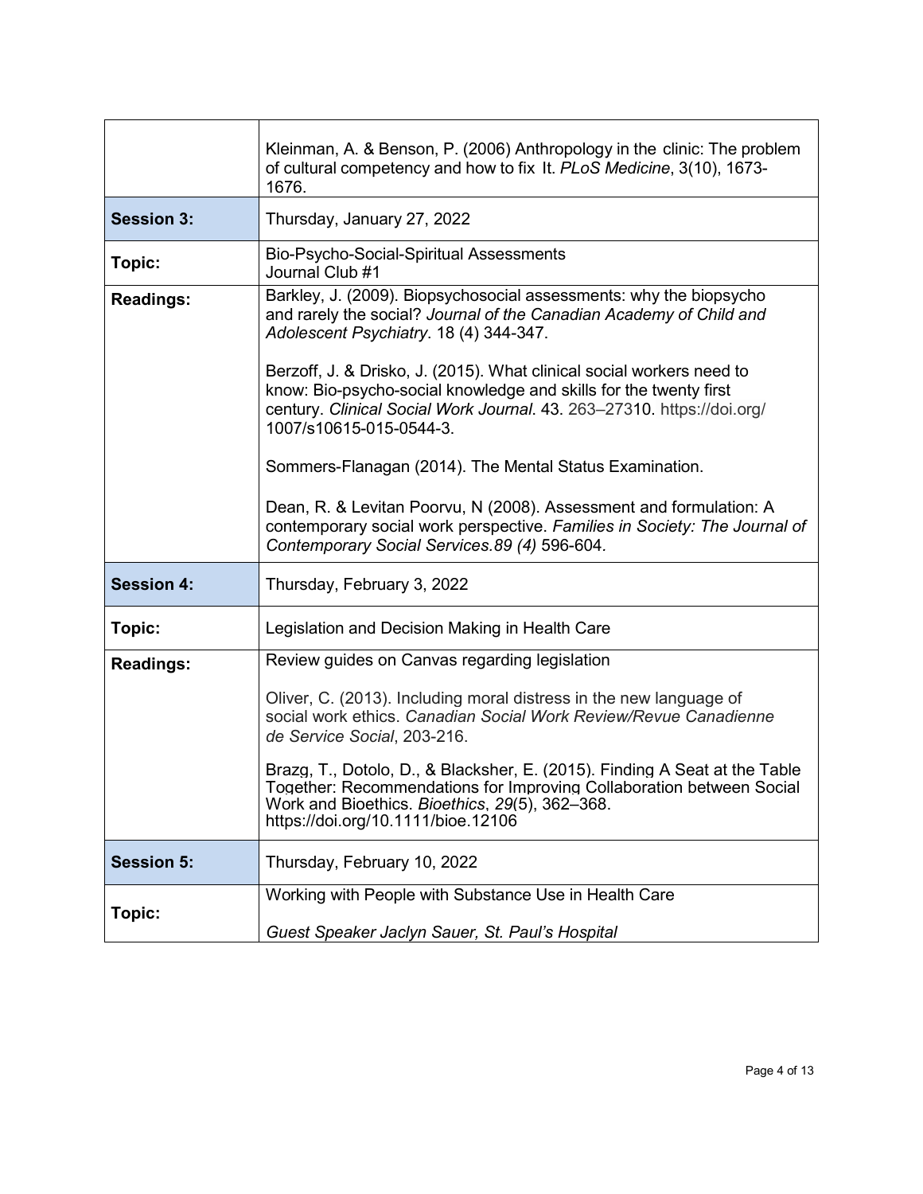| | |
|---|---|
| | Kleinman, A. & Benson, P. (2006) Anthropology in the clinic: The problem of cultural competency and how to fix It. *PLoS Medicine*, 3(10), 1673-1676. |
| **Session 3:** | Thursday, January 27, 2022 |
| **Topic:** | Bio-Psycho-Social-Spiritual Assessments<br>Journal Club #1 |
| **Readings:** | Barkley, J. (2009). Biopsychosocial assessments: why the biopsycho and rarely the social? *Journal of the Canadian Academy of Child and Adolescent Psychiatry*. 18 (4) 344-347.<br><br>Berzoff, J. & Drisko, J. (2015). What clinical social workers need to know: Bio-psycho-social knowledge and skills for the twenty first century. *Clinical Social Work Journal*. 43. 263–27310. https://doi.org/ 1007/s10615-015-0544-3.<br><br>Sommers-Flanagan (2014). The Mental Status Examination.<br><br>Dean, R. & Levitan Poorvu, N (2008). Assessment and formulation: A contemporary social work perspective. *Families in Society: The Journal of Contemporary Social Services.89 (4)* 596-604. |
| **Session 4:** | Thursday, February 3, 2022 |
| **Topic:** | Legislation and Decision Making in Health Care |
| **Readings:** | Review guides on Canvas regarding legislation<br><br>Oliver, C. (2013). Including moral distress in the new language of social work ethics. *Canadian Social Work Review/Revue Canadienne de Service Social*, 203-216.<br><br>Brazg, T., Dotolo, D., & Blacksher, E. (2015). Finding A Seat at the Table Together: Recommendations for Improving Collaboration between Social Work and Bioethics. *Bioethics*, *29*(5), 362–368. https://doi.org/10.1111/bioe.12106 |
| **Session 5:** | Thursday, February 10, 2022 |
| **Topic:** | Working with People with Substance Use in Health Care<br><br>*Guest Speaker Jaclyn Sauer, St. Paul's Hospital* |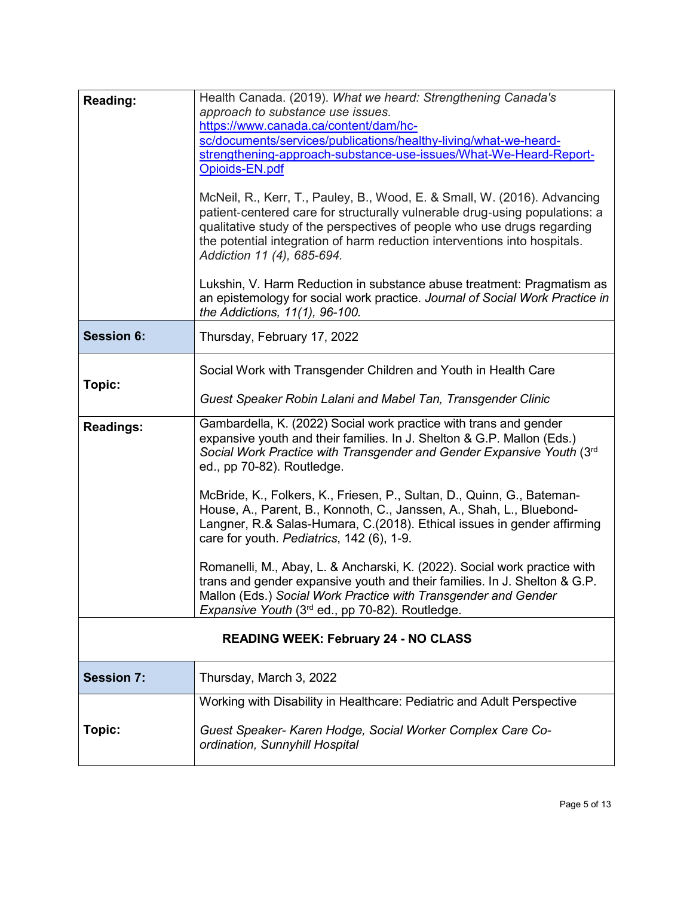| | |
|---|---|
| **Reading:** | Health Canada. (2019). *What we heard: Strengthening Canada's approach to substance use issues.* [https://www.canada.ca/content/dam/hc-sc/documents/services/publications/healthy-living/what-we-heard-strengthening-approach-substance-use-issues/What-We-Heard-Report-Opioids-EN.pdf](https://www.canada.ca/content/dam/hc-sc/documents/services/publications/healthy-living/what-we-heard-strengthening-approach-substance-use-issues/What-We-Heard-Report-Opioids-EN.pdf)<br><br>McNeil, R., Kerr, T., Pauley, B., Wood, E. & Small, W. (2016). Advancing patient-centered care for structurally vulnerable drug-using populations: a qualitative study of the perspectives of people who use drugs regarding the potential integration of harm reduction interventions into hospitals. *Addiction 11 (4), 685-694.*<br><br>Lukshin, V. Harm Reduction in substance abuse treatment: Pragmatism as an epistemology for social work practice. *Journal of Social Work Practice in the Addictions, 11(1), 96-100.* |
| **Session 6:** | Thursday, February 17, 2022 |
| **Topic:** | Social Work with Transgender Children and Youth in Health Care<br><br>*Guest Speaker Robin Lalani and Mabel Tan, Transgender Clinic* |
| **Readings:** | Gambardella, K. (2022) Social work practice with trans and gender expansive youth and their families. In J. Shelton & G.P. Mallon (Eds.) *Social Work Practice with Transgender and Gender Expansive Youth* (3rd ed., pp 70-82). Routledge.<br><br>McBride, K., Folkers, K., Friesen, P., Sultan, D., Quinn, G., Bateman-House, A., Parent, B., Konnoth, C., Janssen, A., Shah, L., Bluebond-Langner, R.& Salas-Humara, C.(2018). Ethical issues in gender affirming care for youth. *Pediatrics*, 142 (6), 1-9.<br><br>Romanelli, M., Abay, L. & Ancharski, K. (2022). Social work practice with trans and gender expansive youth and their families. In J. Shelton & G.P. Mallon (Eds.) *Social Work Practice with Transgender and Gender Expansive Youth* (3rd ed., pp 70-82). Routledge. |
| **READING WEEK: February 24 - NO CLASS** | |
| **Session 7:** | Thursday, March 3, 2022 |
| **Topic:** | Working with Disability in Healthcare: Pediatric and Adult Perspective<br><br>*Guest Speaker- Karen Hodge, Social Worker Complex Care Co-ordination, Sunnyhill Hospital* |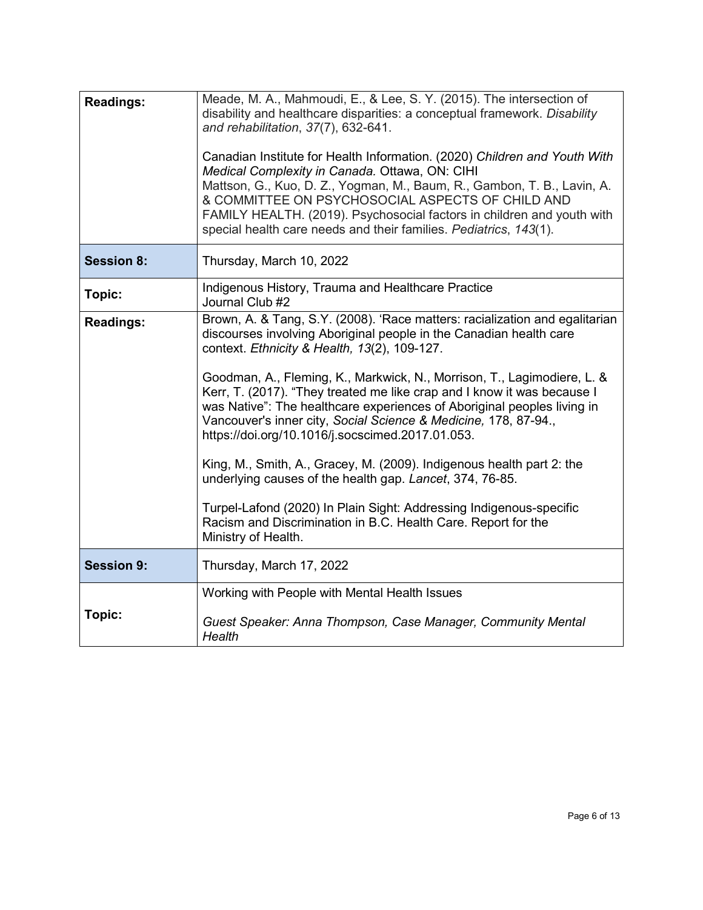| **Readings:** | Meade, M. A., Mahmoudi, E., & Lee, S. Y. (2015). The intersection of disability and healthcare disparities: a conceptual framework. *Disability and rehabilitation*, *37*(7), 632-641.<br><br>Canadian Institute for Health Information. (2020) *Children and Youth With Medical Complexity in Canada.* Ottawa, ON: CIHI<br>Mattson, G., Kuo, D. Z., Yogman, M., Baum, R., Gambon, T. B., Lavin, A. & COMMITTEE ON PSYCHOSOCIAL ASPECTS OF CHILD AND FAMILY HEALTH. (2019). Psychosocial factors in children and youth with special health care needs and their families. *Pediatrics*, *143*(1). |
|---|---|
| **Session 8:** | Thursday, March 10, 2022 |
| **Topic:** | Indigenous History, Trauma and Healthcare Practice<br>Journal Club #2 |
| **Readings:** | Brown, A. & Tang, S.Y. (2008). 'Race matters: racialization and egalitarian discourses involving Aboriginal people in the Canadian health care context. *Ethnicity & Health, 13*(2), 109-127.<br><br>Goodman, A., Fleming, K., Markwick, N., Morrison, T., Lagimodiere, L. & Kerr, T. (2017). "They treated me like crap and I know it was because I was Native": The healthcare experiences of Aboriginal peoples living in Vancouver's inner city, *Social Science & Medicine,* 178, 87-94., https://doi.org/10.1016/j.socscimed.2017.01.053.<br><br>King, M., Smith, A., Gracey, M. (2009). Indigenous health part 2: the underlying causes of the health gap. *Lancet*, 374, 76-85.<br><br>Turpel-Lafond (2020) In Plain Sight: Addressing Indigenous-specific Racism and Discrimination in B.C. Health Care. Report for the Ministry of Health. |
| **Session 9:** | Thursday, March 17, 2022 |
| **Topic:** | Working with People with Mental Health Issues<br><br>*Guest Speaker: Anna Thompson, Case Manager, Community Mental Health* |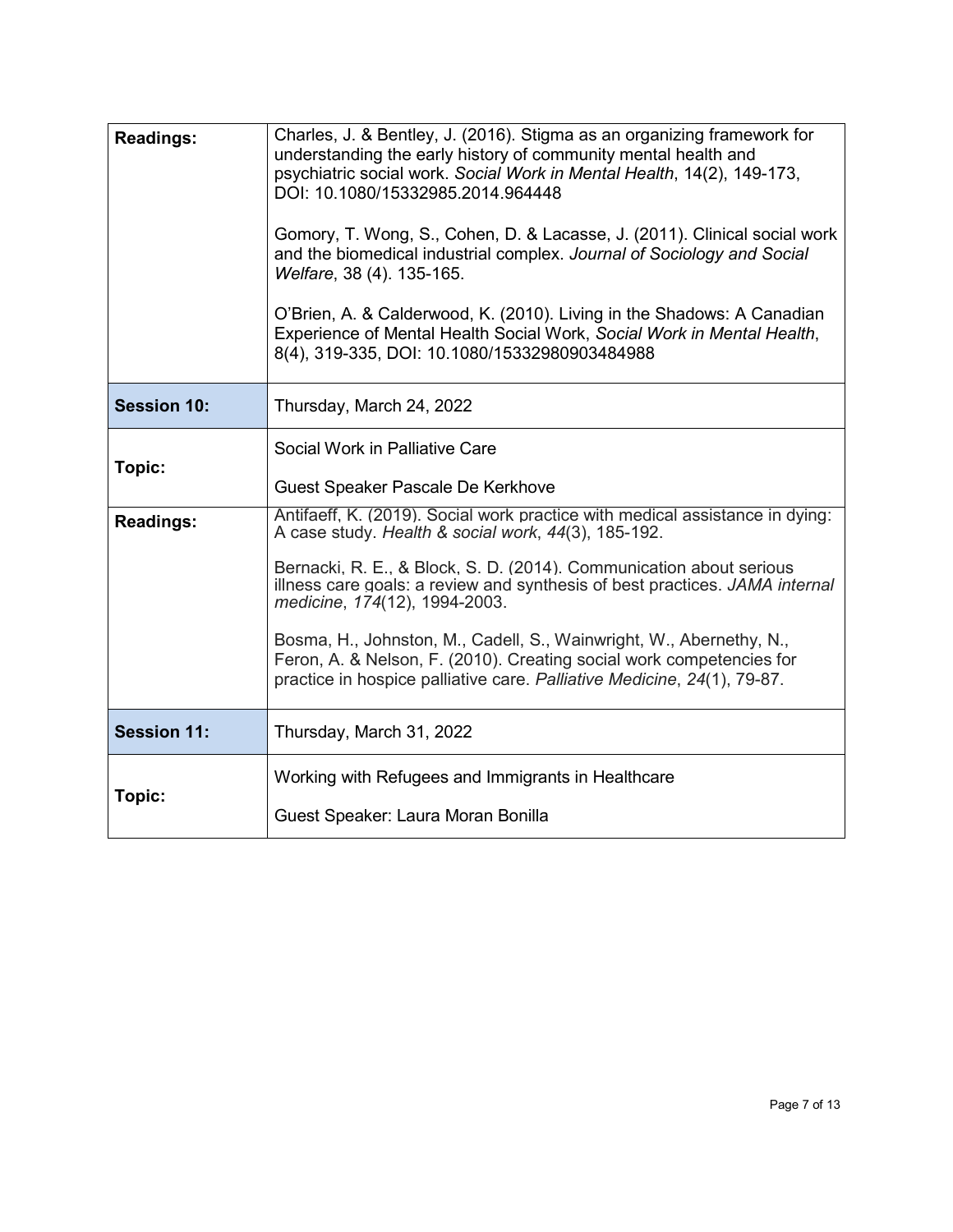| | |
|---|---|
| **Readings:** | Charles, J. & Bentley, J. (2016). Stigma as an organizing framework for understanding the early history of community mental health and psychiatric social work. *Social Work in Mental Health*, 14(2), 149-173, DOI: 10.1080/15332985.2014.964448<br><br>Gomory, T. Wong, S., Cohen, D. & Lacasse, J. (2011). Clinical social work and the biomedical industrial complex. *Journal of Sociology and Social Welfare*, 38 (4). 135-165.<br><br>O'Brien, A. & Calderwood, K. (2010). Living in the Shadows: A Canadian Experience of Mental Health Social Work, *Social Work in Mental Health*, 8(4), 319-335, DOI: 10.1080/15332980903484988 |
| **Session 10:** | Thursday, March 24, 2022 |
| **Topic:** | Social Work in Palliative Care<br><br>Guest Speaker Pascale De Kerkhove |
| **Readings:** | Antifaeff, K. (2019). Social work practice with medical assistance in dying: A case study. *Health & social work*, *44*(3), 185-192.<br><br>Bernacki, R. E., & Block, S. D. (2014). Communication about serious illness care goals: a review and synthesis of best practices. *JAMA internal medicine*, *174*(12), 1994-2003.<br><br>Bosma, H., Johnston, M., Cadell, S., Wainwright, W., Abernethy, N., Feron, A. & Nelson, F. (2010). Creating social work competencies for practice in hospice palliative care. *Palliative Medicine*, *24*(1), 79-87. |
| **Session 11:** | Thursday, March 31, 2022 |
| **Topic:** | Working with Refugees and Immigrants in Healthcare<br><br>Guest Speaker: Laura Moran Bonilla |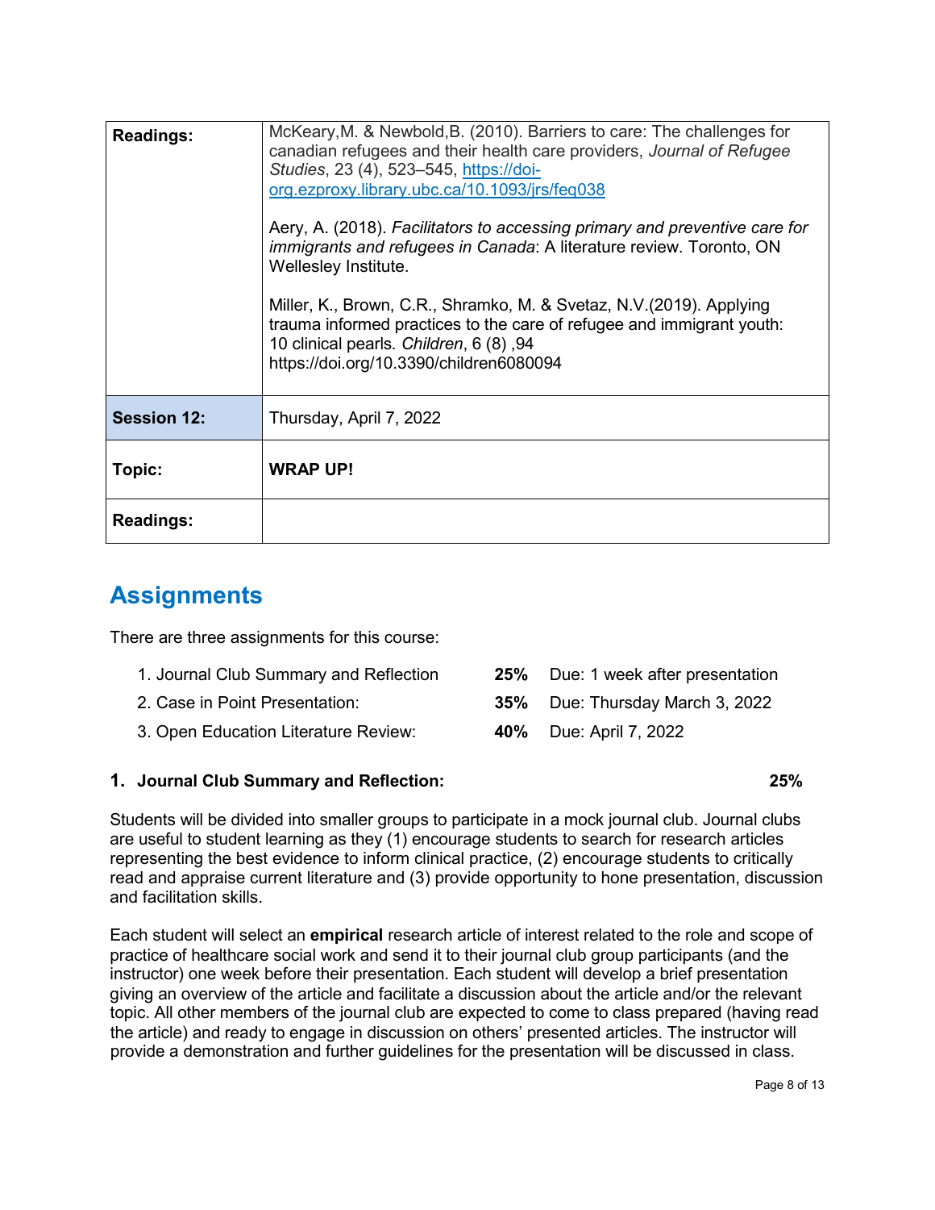| Readings: | McKeary,M. & Newbold,B. (2010). Barriers to care: The challenges for canadian refugees and their health care providers, *Journal of Refugee Studies*, 23 (4), 523–545, [https://doi-org.ezproxy.library.ubc.ca/10.1093/jrs/feq038](https://doi-org.ezproxy.library.ubc.ca/10.1093/jrs/feq038)<br><br>Aery, A. (2018). *Facilitators to accessing primary and preventive care for immigrants and refugees in Canada*: A literature review. Toronto, ON Wellesley Institute.<br><br>Miller, K., Brown, C.R., Shramko, M. & Svetaz, N.V.(2019). Applying trauma informed practices to the care of refugee and immigrant youth: 10 clinical pearls. *Children*, 6 (8) ,94 https://doi.org/10.3390/children6080094 |
|---|---|
| **Session 12:** | Thursday, April 7, 2022 |
| **Topic:** | **WRAP UP!** |
| **Readings:** | |

## Assignments

There are three assignments for this course:

1. Journal Club Summary and Reflection **25%** Due: 1 week after presentation
2. Case in Point Presentation: **35%** Due: Thursday March 3, 2022
3. Open Education Literature Review: **40%** Due: April 7, 2022

### 1. Journal Club Summary and Reflection: 25%

Students will be divided into smaller groups to participate in a mock journal club. Journal clubs are useful to student learning as they (1) encourage students to search for research articles representing the best evidence to inform clinical practice, (2) encourage students to critically read and appraise current literature and (3) provide opportunity to hone presentation, discussion and facilitation skills.

Each student will select an **empirical** research article of interest related to the role and scope of practice of healthcare social work and send it to their journal club group participants (and the instructor) one week before their presentation. Each student will develop a brief presentation giving an overview of the article and facilitate a discussion about the article and/or the relevant topic. All other members of the journal club are expected to come to class prepared (having read the article) and ready to engage in discussion on others' presented articles. The instructor will provide a demonstration and further guidelines for the presentation will be discussed in class.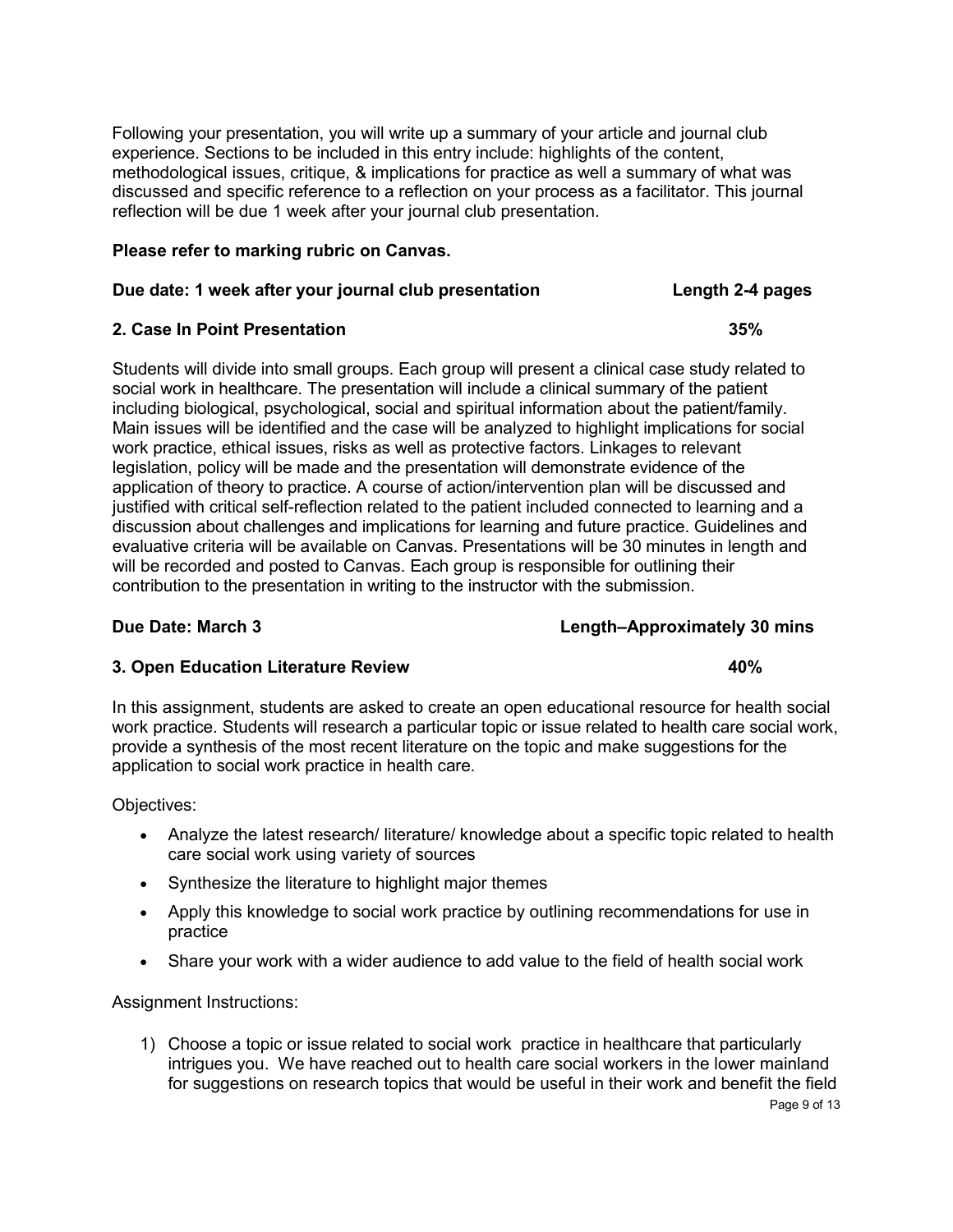Following your presentation, you will write up a summary of your article and journal club experience. Sections to be included in this entry include: highlights of the content, methodological issues, critique, & implications for practice as well a summary of what was discussed and specific reference to a reflection on your process as a facilitator. This journal reflection will be due 1 week after your journal club presentation.

**Please refer to marking rubric on Canvas.**

**Due date: 1 week after your journal club presentation** **Length 2-4 pages**

**2. Case In Point Presentation** **35%**

Students will divide into small groups. Each group will present a clinical case study related to social work in healthcare. The presentation will include a clinical summary of the patient including biological, psychological, social and spiritual information about the patient/family. Main issues will be identified and the case will be analyzed to highlight implications for social work practice, ethical issues, risks as well as protective factors. Linkages to relevant legislation, policy will be made and the presentation will demonstrate evidence of the application of theory to practice. A course of action/intervention plan will be discussed and justified with critical self-reflection related to the patient included connected to learning and a discussion about challenges and implications for learning and future practice. Guidelines and evaluative criteria will be available on Canvas. Presentations will be 30 minutes in length and will be recorded and posted to Canvas. Each group is responsible for outlining their contribution to the presentation in writing to the instructor with the submission.

**Due Date: March 3** **Length–Approximately 30 mins**

**3. Open Education Literature Review** **40%**

In this assignment, students are asked to create an open educational resource for health social work practice. Students will research a particular topic or issue related to health care social work, provide a synthesis of the most recent literature on the topic and make suggestions for the application to social work practice in health care.

Objectives:

- Analyze the latest research/ literature/ knowledge about a specific topic related to health care social work using variety of sources
- Synthesize the literature to highlight major themes
- Apply this knowledge to social work practice by outlining recommendations for use in practice
- Share your work with a wider audience to add value to the field of health social work

Assignment Instructions:

1) Choose a topic or issue related to social work practice in healthcare that particularly intrigues you. We have reached out to health care social workers in the lower mainland for suggestions on research topics that would be useful in their work and benefit the field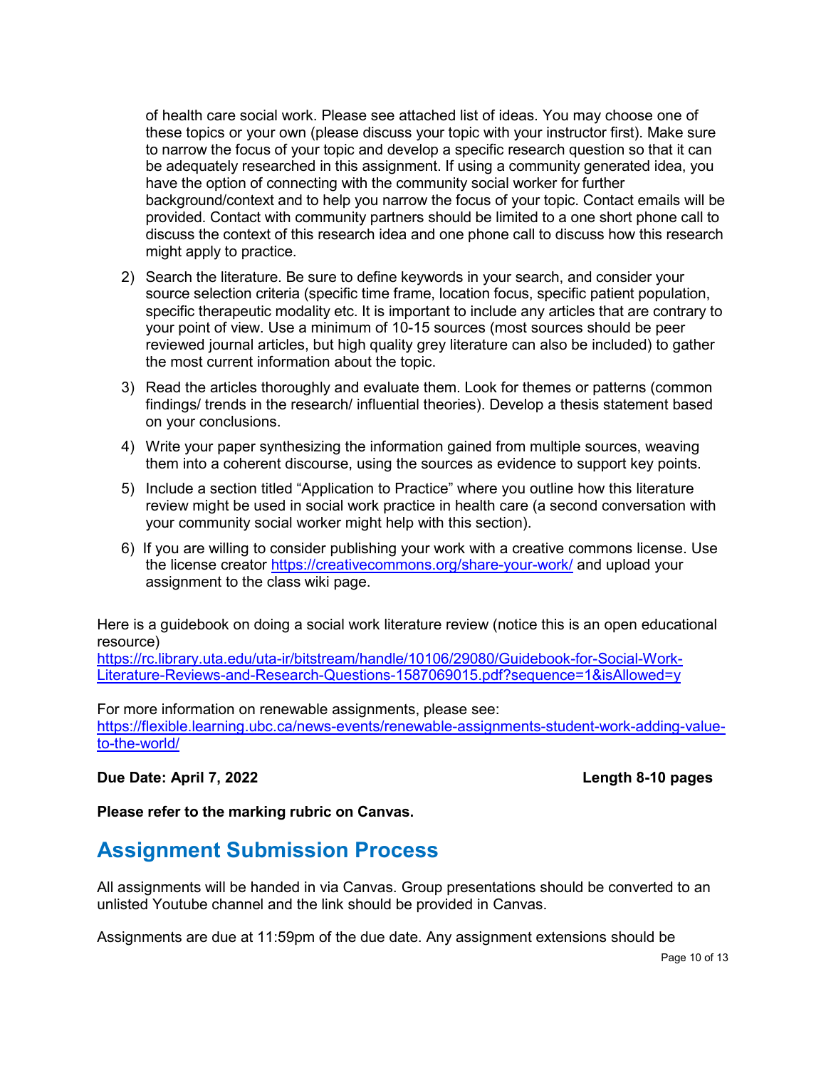of health care social work. Please see attached list of ideas. You may choose one of these topics or your own (please discuss your topic with your instructor first). Make sure to narrow the focus of your topic and develop a specific research question so that it can be adequately researched in this assignment. If using a community generated idea, you have the option of connecting with the community social worker for further background/context and to help you narrow the focus of your topic. Contact emails will be provided. Contact with community partners should be limited to a one short phone call to discuss the context of this research idea and one phone call to discuss how this research might apply to practice.

2) Search the literature. Be sure to define keywords in your search, and consider your source selection criteria (specific time frame, location focus, specific patient population, specific therapeutic modality etc. It is important to include any articles that are contrary to your point of view. Use a minimum of 10-15 sources (most sources should be peer reviewed journal articles, but high quality grey literature can also be included) to gather the most current information about the topic.
3) Read the articles thoroughly and evaluate them. Look for themes or patterns (common findings/ trends in the research/ influential theories). Develop a thesis statement based on your conclusions.
4) Write your paper synthesizing the information gained from multiple sources, weaving them into a coherent discourse, using the sources as evidence to support key points.
5) Include a section titled "Application to Practice" where you outline how this literature review might be used in social work practice in health care (a second conversation with your community social worker might help with this section).
6) If you are willing to consider publishing your work with a creative commons license. Use the license creator https://creativecommons.org/share-your-work/ and upload your assignment to the class wiki page.

Here is a guidebook on doing a social work literature review (notice this is an open educational resource)
https://rc.library.uta.edu/uta-ir/bitstream/handle/10106/29080/Guidebook-for-Social-Work-Literature-Reviews-and-Research-Questions-1587069015.pdf?sequence=1&isAllowed=y

For more information on renewable assignments, please see:
https://flexible.learning.ubc.ca/news-events/renewable-assignments-student-work-adding-value-to-the-world/

**Due Date: April 7, 2022** **Length 8-10 pages**

**Please refer to the marking rubric on Canvas.**

## Assignment Submission Process

All assignments will be handed in via Canvas. Group presentations should be converted to an unlisted Youtube channel and the link should be provided in Canvas.

Assignments are due at 11:59pm of the due date. Any assignment extensions should be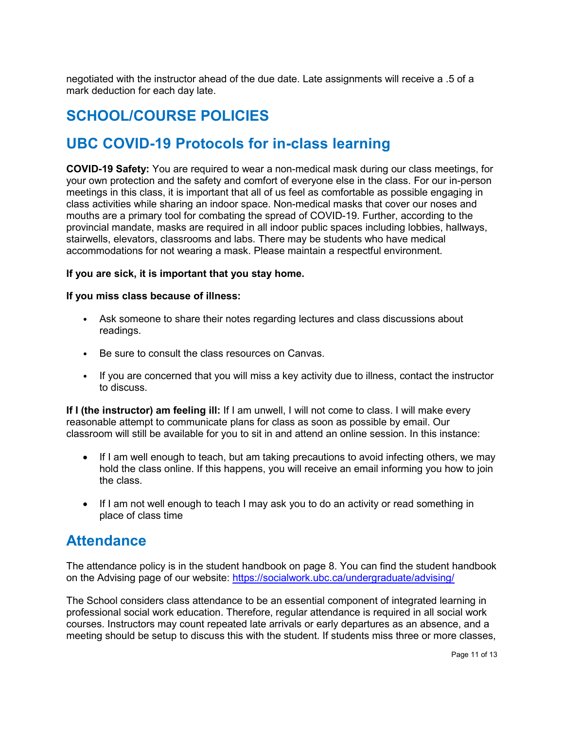negotiated with the instructor ahead of the due date. Late assignments will receive a .5 of a mark deduction for each day late.

# SCHOOL/COURSE POLICIES

# UBC COVID-19 Protocols for in-class learning

**COVID-19 Safety:** You are required to wear a non-medical mask during our class meetings, for your own protection and the safety and comfort of everyone else in the class. For our in-person meetings in this class, it is important that all of us feel as comfortable as possible engaging in class activities while sharing an indoor space. Non-medical masks that cover our noses and mouths are a primary tool for combating the spread of COVID-19. Further, according to the provincial mandate, masks are required in all indoor public spaces including lobbies, hallways, stairwells, elevators, classrooms and labs. There may be students who have medical accommodations for not wearing a mask. Please maintain a respectful environment.

**If you are sick, it is important that you stay home.**

**If you miss class because of illness:**

- Ask someone to share their notes regarding lectures and class discussions about readings.
- Be sure to consult the class resources on Canvas.
- If you are concerned that you will miss a key activity due to illness, contact the instructor to discuss.

**If I (the instructor) am feeling ill:** If I am unwell, I will not come to class. I will make every reasonable attempt to communicate plans for class as soon as possible by email. Our classroom will still be available for you to sit in and attend an online session. In this instance:

- If I am well enough to teach, but am taking precautions to avoid infecting others, we may hold the class online. If this happens, you will receive an email informing you how to join the class.
- If I am not well enough to teach I may ask you to do an activity or read something in place of class time

# Attendance

The attendance policy is in the student handbook on page 8. You can find the student handbook on the Advising page of our website: https://socialwork.ubc.ca/undergraduate/advising/

The School considers class attendance to be an essential component of integrated learning in professional social work education. Therefore, regular attendance is required in all social work courses. Instructors may count repeated late arrivals or early departures as an absence, and a meeting should be setup to discuss this with the student. If students miss three or more classes,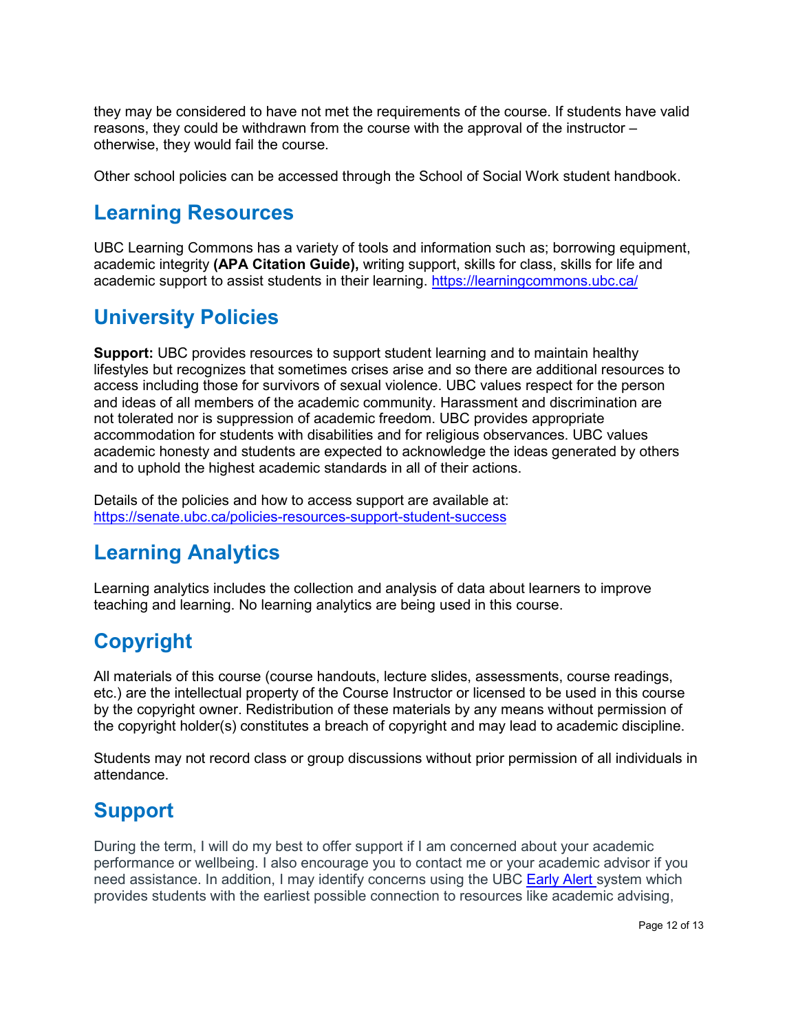they may be considered to have not met the requirements of the course. If students have valid reasons, they could be withdrawn from the course with the approval of the instructor – otherwise, they would fail the course.

Other school policies can be accessed through the School of Social Work student handbook.

## Learning Resources

UBC Learning Commons has a variety of tools and information such as; borrowing equipment, academic integrity **(APA Citation Guide),** writing support, skills for class, skills for life and academic support to assist students in their learning. [https://learningcommons.ubc.ca/](https://learningcommons.ubc.ca/)

## University Policies

**Support:** UBC provides resources to support student learning and to maintain healthy lifestyles but recognizes that sometimes crises arise and so there are additional resources to access including those for survivors of sexual violence. UBC values respect for the person and ideas of all members of the academic community. Harassment and discrimination are not tolerated nor is suppression of academic freedom. UBC provides appropriate accommodation for students with disabilities and for religious observances. UBC values academic honesty and students are expected to acknowledge the ideas generated by others and to uphold the highest academic standards in all of their actions.

Details of the policies and how to access support are available at: [https://senate.ubc.ca/policies-resources-support-student-success](https://senate.ubc.ca/policies-resources-support-student-success)

## Learning Analytics

Learning analytics includes the collection and analysis of data about learners to improve teaching and learning. No learning analytics are being used in this course.

## Copyright

All materials of this course (course handouts, lecture slides, assessments, course readings, etc.) are the intellectual property of the Course Instructor or licensed to be used in this course by the copyright owner. Redistribution of these materials by any means without permission of the copyright holder(s) constitutes a breach of copyright and may lead to academic discipline.

Students may not record class or group discussions without prior permission of all individuals in attendance.

## Support

During the term, I will do my best to offer support if I am concerned about your academic performance or wellbeing. I also encourage you to contact me or your academic advisor if you need assistance. In addition, I may identify concerns using the UBC Early Alert system which provides students with the earliest possible connection to resources like academic advising,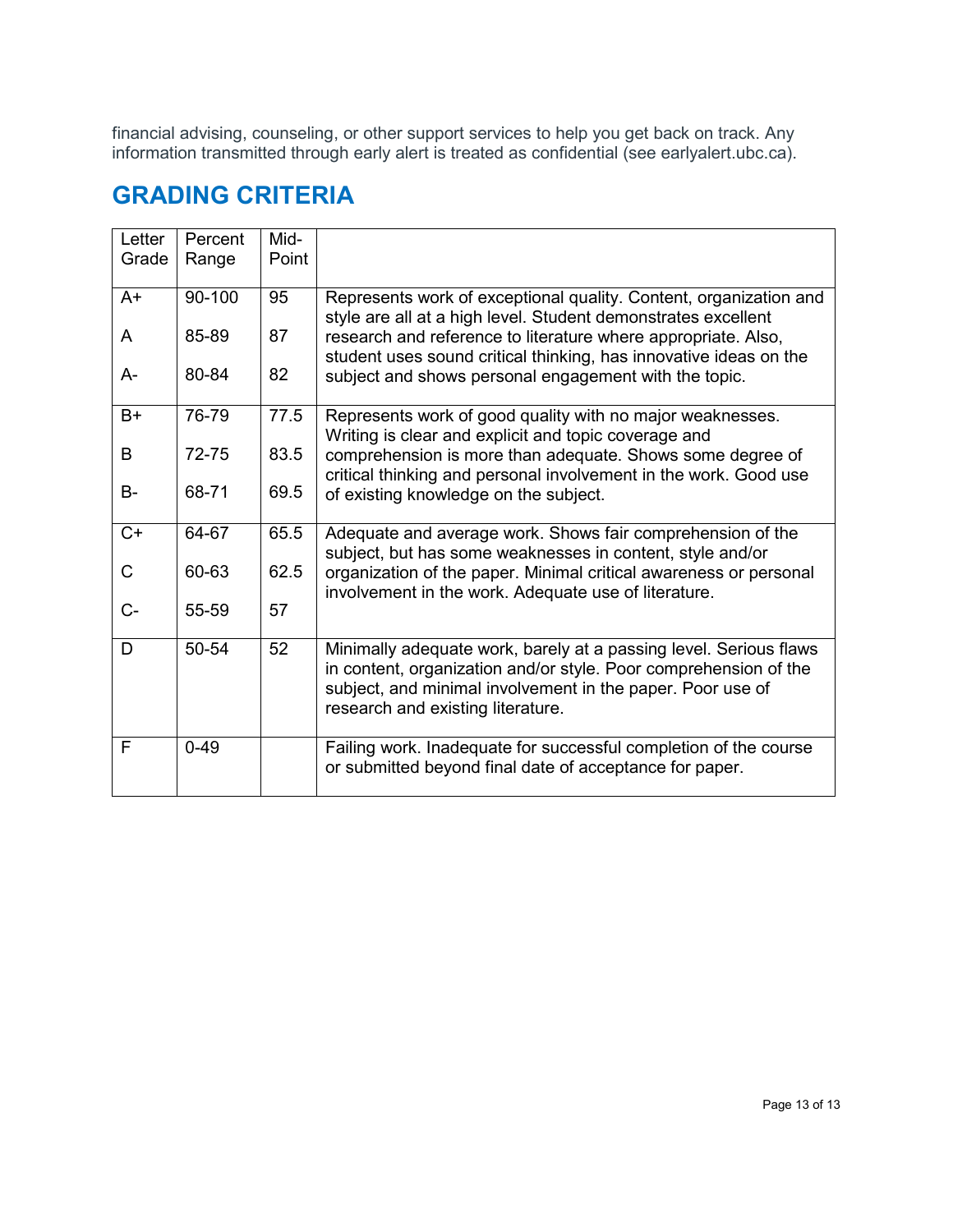financial advising, counseling, or other support services to help you get back on track. Any information transmitted through early alert is treated as confidential (see earlyalert.ubc.ca).

# GRADING CRITERIA

| Letter Grade | Percent Range | Mid-Point | |
|---|---|---|---|
| A+ | 90-100 | 95 | Represents work of exceptional quality. Content, organization and style are all at a high level. Student demonstrates excellent research and reference to literature where appropriate. Also, student uses sound critical thinking, has innovative ideas on the subject and shows personal engagement with the topic. |
| A | 85-89 | 87 | |
| A- | 80-84 | 82 | |
| B+ | 76-79 | 77.5 | Represents work of good quality with no major weaknesses. Writing is clear and explicit and topic coverage and comprehension is more than adequate. Shows some degree of critical thinking and personal involvement in the work. Good use of existing knowledge on the subject. |
| B | 72-75 | 83.5 | |
| B- | 68-71 | 69.5 | |
| C+ | 64-67 | 65.5 | Adequate and average work. Shows fair comprehension of the subject, but has some weaknesses in content, style and/or organization of the paper. Minimal critical awareness or personal involvement in the work. Adequate use of literature. |
| C | 60-63 | 62.5 | |
| C- | 55-59 | 57 | |
| D | 50-54 | 52 | Minimally adequate work, barely at a passing level. Serious flaws in content, organization and/or style. Poor comprehension of the subject, and minimal involvement in the paper. Poor use of research and existing literature. |
| F | 0-49 | | Failing work. Inadequate for successful completion of the course or submitted beyond final date of acceptance for paper. |